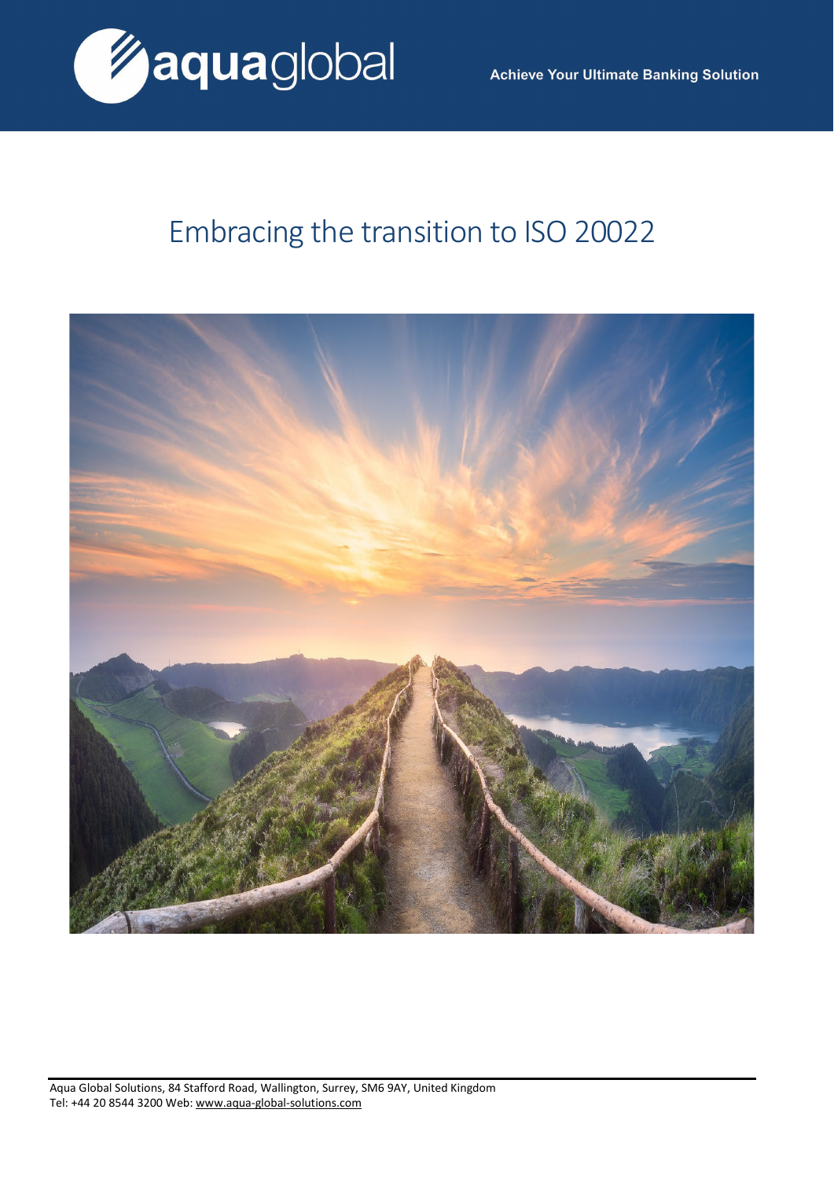aquaglobal

Achieve Your Ultimate Banking Solution

# Embracing the transition to ISO 20022

Aqua Global Solutions, 84 Stafford Road, Wallington, Surrey, SM6 9AY, United Kingdom
Tel: +44 20 8544 3200 Web: www.aqua-global-solutions.com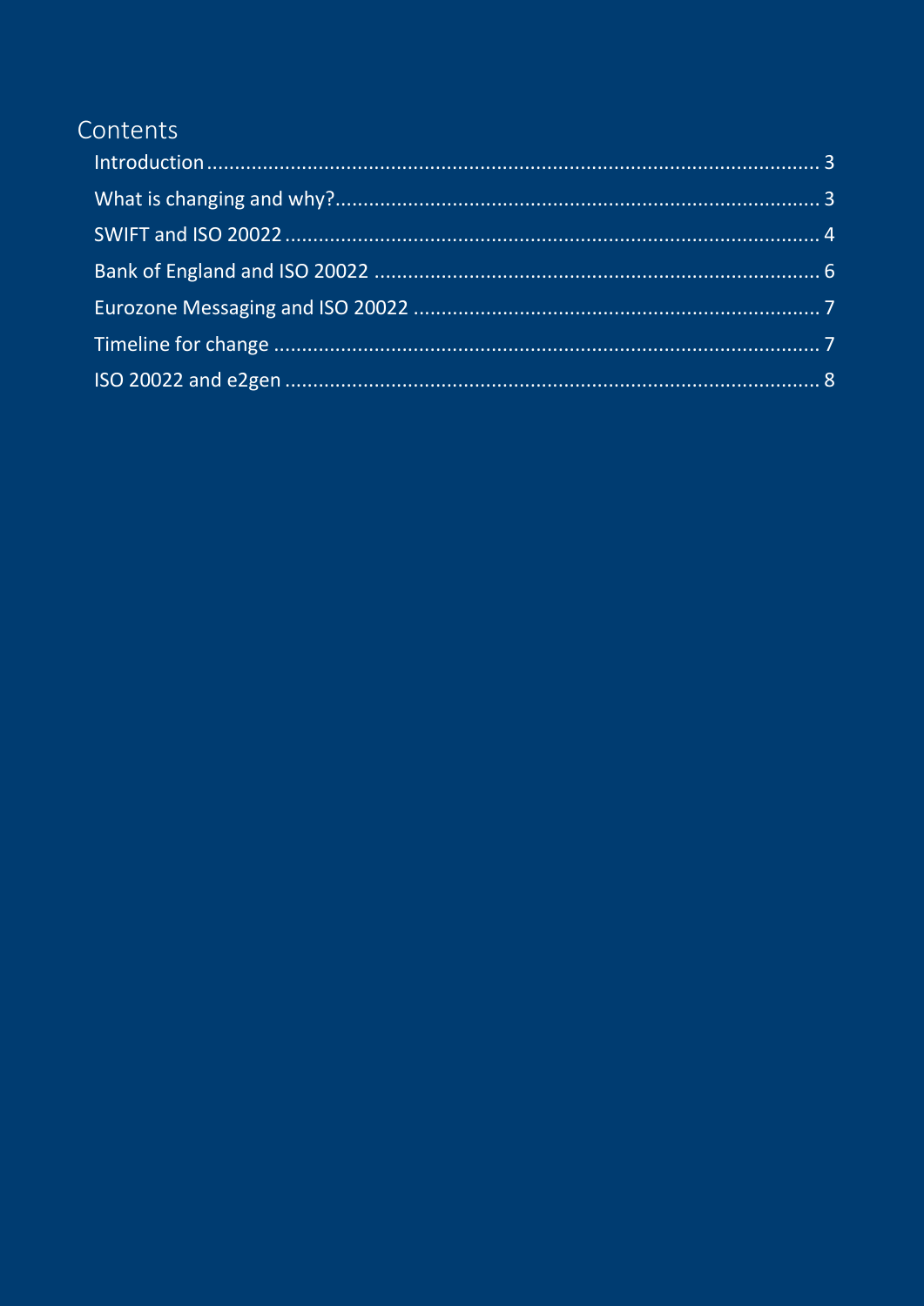# Contents

- Introduction ........................................................................................................ 3
- What is changing and why? ............................................................................... 3
- SWIFT and ISO 20022 ........................................................................................ 4
- Bank of England and ISO 20022 ......................................................................... 6
- Eurozone Messaging and ISO 20022 .................................................................. 7
- Timeline for change ........................................................................................... 7
- ISO 20022 and e2gen ......................................................................................... 8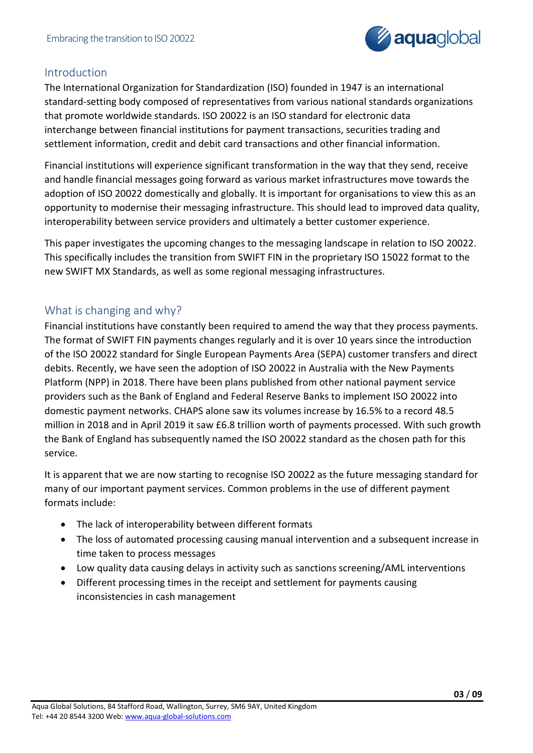## Introduction

The International Organization for Standardization (ISO) founded in 1947 is an international standard-setting body composed of representatives from various national standards organizations that promote worldwide standards. ISO 20022 is an ISO standard for electronic data interchange between financial institutions for payment transactions, securities trading and settlement information, credit and debit card transactions and other financial information.

Financial institutions will experience significant transformation in the way that they send, receive and handle financial messages going forward as various market infrastructures move towards the adoption of ISO 20022 domestically and globally. It is important for organisations to view this as an opportunity to modernise their messaging infrastructure. This should lead to improved data quality, interoperability between service providers and ultimately a better customer experience.

This paper investigates the upcoming changes to the messaging landscape in relation to ISO 20022. This specifically includes the transition from SWIFT FIN in the proprietary ISO 15022 format to the new SWIFT MX Standards, as well as some regional messaging infrastructures.

## What is changing and why?

Financial institutions have constantly been required to amend the way that they process payments. The format of SWIFT FIN payments changes regularly and it is over 10 years since the introduction of the ISO 20022 standard for Single European Payments Area (SEPA) customer transfers and direct debits. Recently, we have seen the adoption of ISO 20022 in Australia with the New Payments Platform (NPP) in 2018. There have been plans published from other national payment service providers such as the Bank of England and Federal Reserve Banks to implement ISO 20022 into domestic payment networks. CHAPS alone saw its volumes increase by 16.5% to a record 48.5 million in 2018 and in April 2019 it saw £6.8 trillion worth of payments processed. With such growth the Bank of England has subsequently named the ISO 20022 standard as the chosen path for this service.

It is apparent that we are now starting to recognise ISO 20022 as the future messaging standard for many of our important payment services. Common problems in the use of different payment formats include:

- The lack of interoperability between different formats
- The loss of automated processing causing manual intervention and a subsequent increase in time taken to process messages
- Low quality data causing delays in activity such as sanctions screening/AML interventions
- Different processing times in the receipt and settlement for payments causing inconsistencies in cash management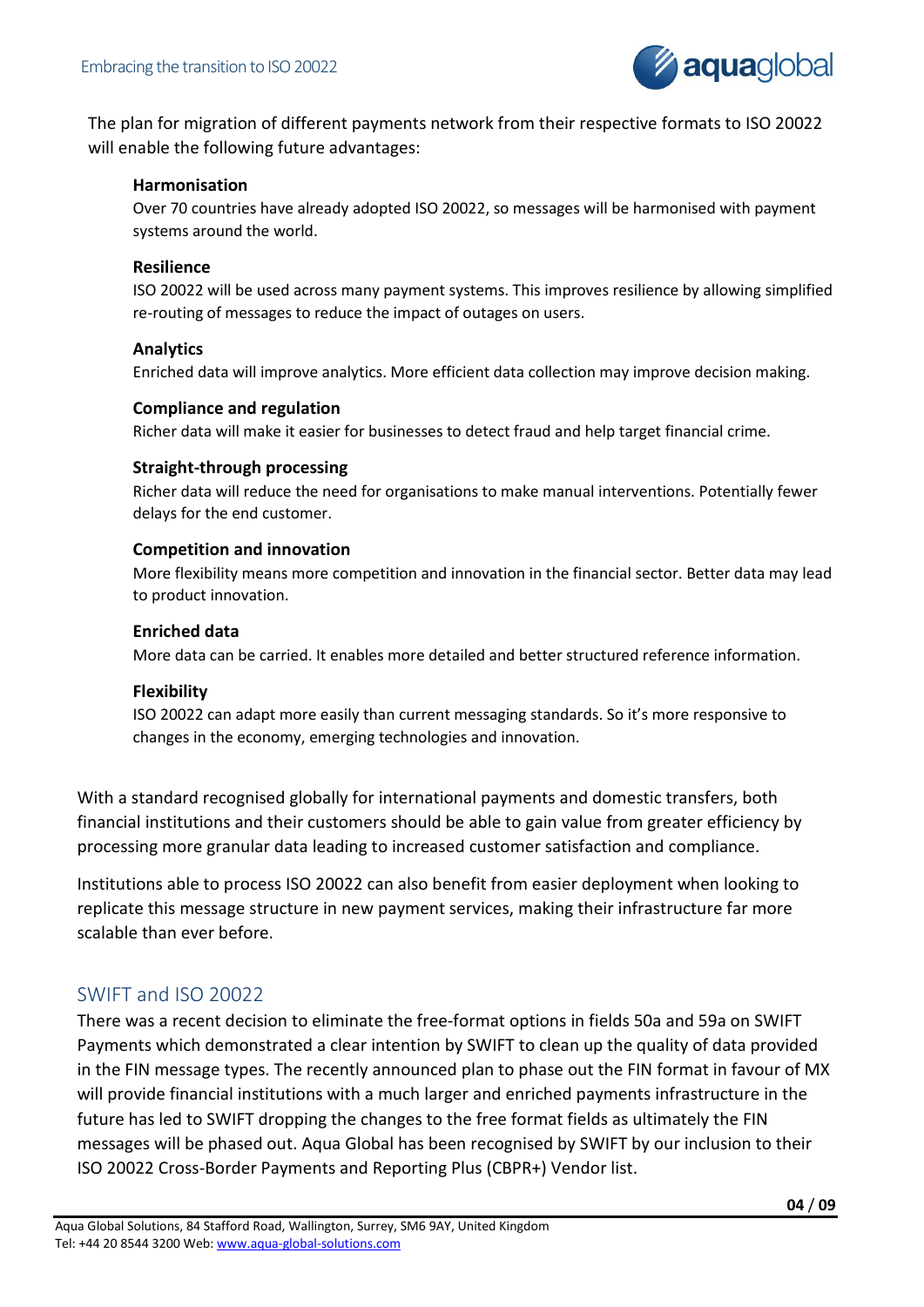The plan for migration of different payments network from their respective formats to ISO 20022 will enable the following future advantages:

**Harmonisation**
Over 70 countries have already adopted ISO 20022, so messages will be harmonised with payment systems around the world.

**Resilience**
ISO 20022 will be used across many payment systems. This improves resilience by allowing simplified re-routing of messages to reduce the impact of outages on users.

**Analytics**
Enriched data will improve analytics. More efficient data collection may improve decision making.

**Compliance and regulation**
Richer data will make it easier for businesses to detect fraud and help target financial crime.

**Straight-through processing**
Richer data will reduce the need for organisations to make manual interventions. Potentially fewer delays for the end customer.

**Competition and innovation**
More flexibility means more competition and innovation in the financial sector. Better data may lead to product innovation.

**Enriched data**
More data can be carried. It enables more detailed and better structured reference information.

**Flexibility**
ISO 20022 can adapt more easily than current messaging standards. So it's more responsive to changes in the economy, emerging technologies and innovation.

With a standard recognised globally for international payments and domestic transfers, both financial institutions and their customers should be able to gain value from greater efficiency by processing more granular data leading to increased customer satisfaction and compliance.

Institutions able to process ISO 20022 can also benefit from easier deployment when looking to replicate this message structure in new payment services, making their infrastructure far more scalable than ever before.

## SWIFT and ISO 20022

There was a recent decision to eliminate the free-format options in fields 50a and 59a on SWIFT Payments which demonstrated a clear intention by SWIFT to clean up the quality of data provided in the FIN message types. The recently announced plan to phase out the FIN format in favour of MX will provide financial institutions with a much larger and enriched payments infrastructure in the future has led to SWIFT dropping the changes to the free format fields as ultimately the FIN messages will be phased out. Aqua Global has been recognised by SWIFT by our inclusion to their ISO 20022 Cross-Border Payments and Reporting Plus (CBPR+) Vendor list.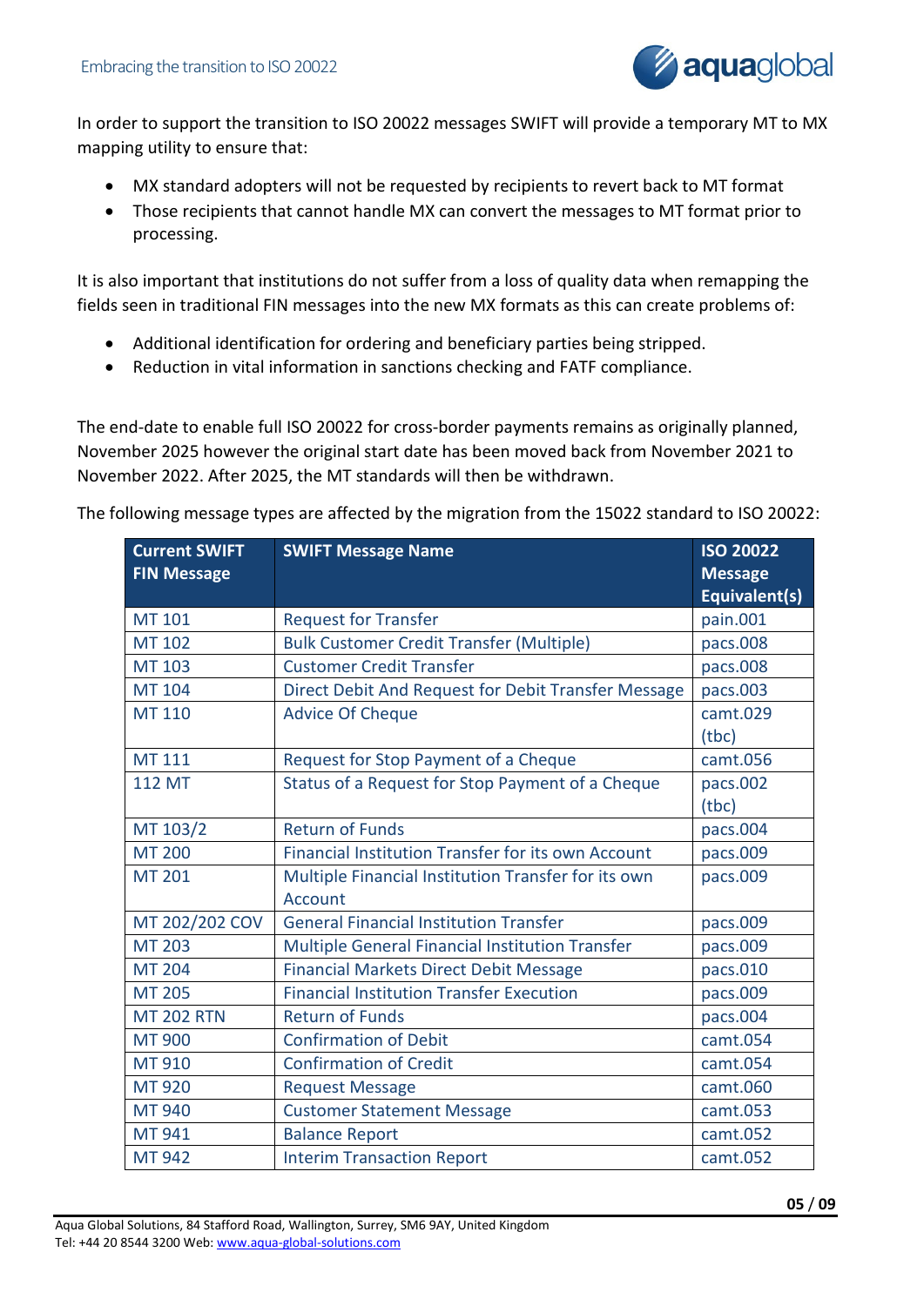In order to support the transition to ISO 20022 messages SWIFT will provide a temporary MT to MX mapping utility to ensure that:

- MX standard adopters will not be requested by recipients to revert back to MT format
- Those recipients that cannot handle MX can convert the messages to MT format prior to processing.

It is also important that institutions do not suffer from a loss of quality data when remapping the fields seen in traditional FIN messages into the new MX formats as this can create problems of:

- Additional identification for ordering and beneficiary parties being stripped.
- Reduction in vital information in sanctions checking and FATF compliance.

The end-date to enable full ISO 20022 for cross-border payments remains as originally planned, November 2025 however the original start date has been moved back from November 2021 to November 2022. After 2025, the MT standards will then be withdrawn.

The following message types are affected by the migration from the 15022 standard to ISO 20022:

| Current SWIFT FIN Message | SWIFT Message Name | ISO 20022 Message Equivalent(s) |
|---|---|---|
| MT 101 | Request for Transfer | pain.001 |
| MT 102 | Bulk Customer Credit Transfer (Multiple) | pacs.008 |
| MT 103 | Customer Credit Transfer | pacs.008 |
| MT 104 | Direct Debit And Request for Debit Transfer Message | pacs.003 |
| MT 110 | Advice Of Cheque | camt.029 (tbc) |
| MT 111 | Request for Stop Payment of a Cheque | camt.056 |
| 112 MT | Status of a Request for Stop Payment of a Cheque | pacs.002 (tbc) |
| MT 103/2 | Return of Funds | pacs.004 |
| MT 200 | Financial Institution Transfer for its own Account | pacs.009 |
| MT 201 | Multiple Financial Institution Transfer for its own Account | pacs.009 |
| MT 202/202 COV | General Financial Institution Transfer | pacs.009 |
| MT 203 | Multiple General Financial Institution Transfer | pacs.009 |
| MT 204 | Financial Markets Direct Debit Message | pacs.010 |
| MT 205 | Financial Institution Transfer Execution | pacs.009 |
| MT 202 RTN | Return of Funds | pacs.004 |
| MT 900 | Confirmation of Debit | camt.054 |
| MT 910 | Confirmation of Credit | camt.054 |
| MT 920 | Request Message | camt.060 |
| MT 940 | Customer Statement Message | camt.053 |
| MT 941 | Balance Report | camt.052 |
| MT 942 | Interim Transaction Report | camt.052 |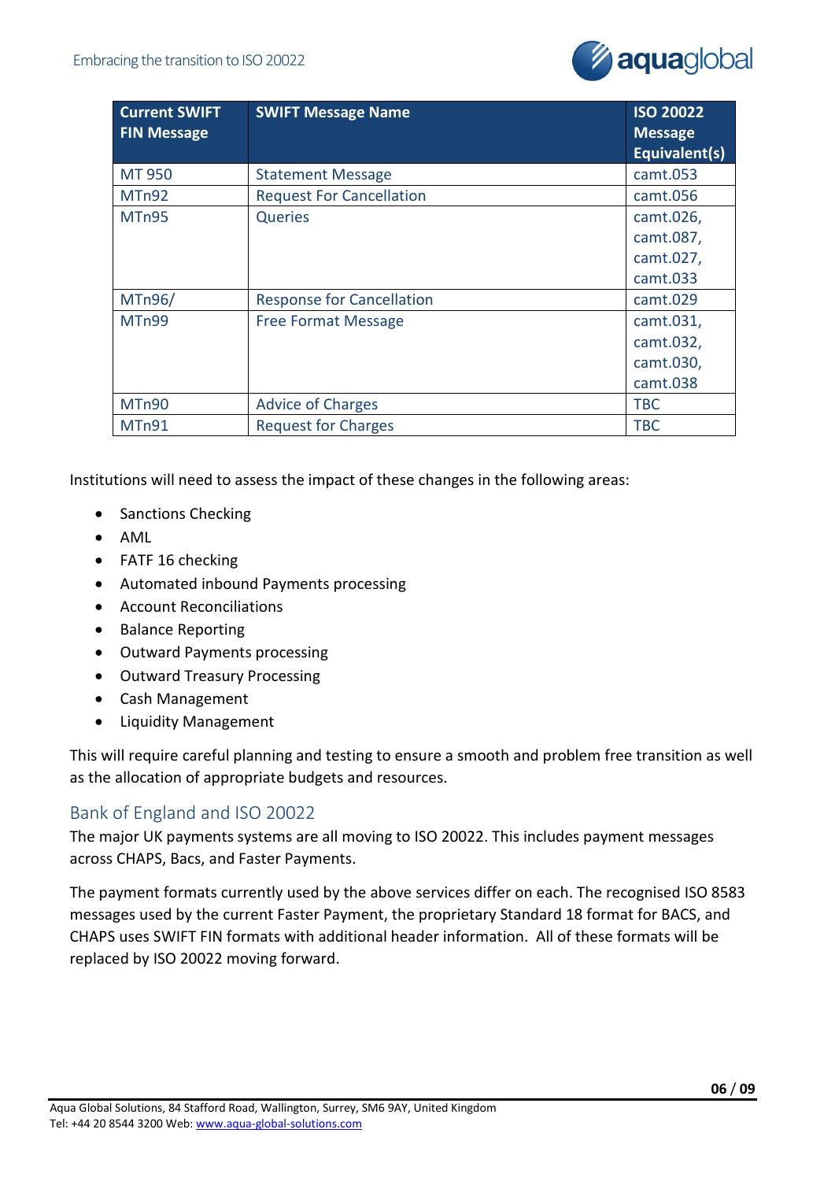| Current SWIFT FIN Message | SWIFT Message Name | ISO 20022 Message Equivalent(s) |
| --- | --- | --- |
| MT 950 | Statement Message | camt.053 |
| MTn92 | Request For Cancellation | camt.056 |
| MTn95 | Queries | camt.026, camt.087, camt.027, camt.033 |
| MTn96/ | Response for Cancellation | camt.029 |
| MTn99 | Free Format Message | camt.031, camt.032, camt.030, camt.038 |
| MTn90 | Advice of Charges | TBC |
| MTn91 | Request for Charges | TBC |

Institutions will need to assess the impact of these changes in the following areas:

- Sanctions Checking
- AML
- FATF 16 checking
- Automated inbound Payments processing
- Account Reconciliations
- Balance Reporting
- Outward Payments processing
- Outward Treasury Processing
- Cash Management
- Liquidity Management

This will require careful planning and testing to ensure a smooth and problem free transition as well as the allocation of appropriate budgets and resources.

## Bank of England and ISO 20022

The major UK payments systems are all moving to ISO 20022. This includes payment messages across CHAPS, Bacs, and Faster Payments.

The payment formats currently used by the above services differ on each. The recognised ISO 8583 messages used by the current Faster Payment, the proprietary Standard 18 format for BACS, and CHAPS uses SWIFT FIN formats with additional header information. All of these formats will be replaced by ISO 20022 moving forward.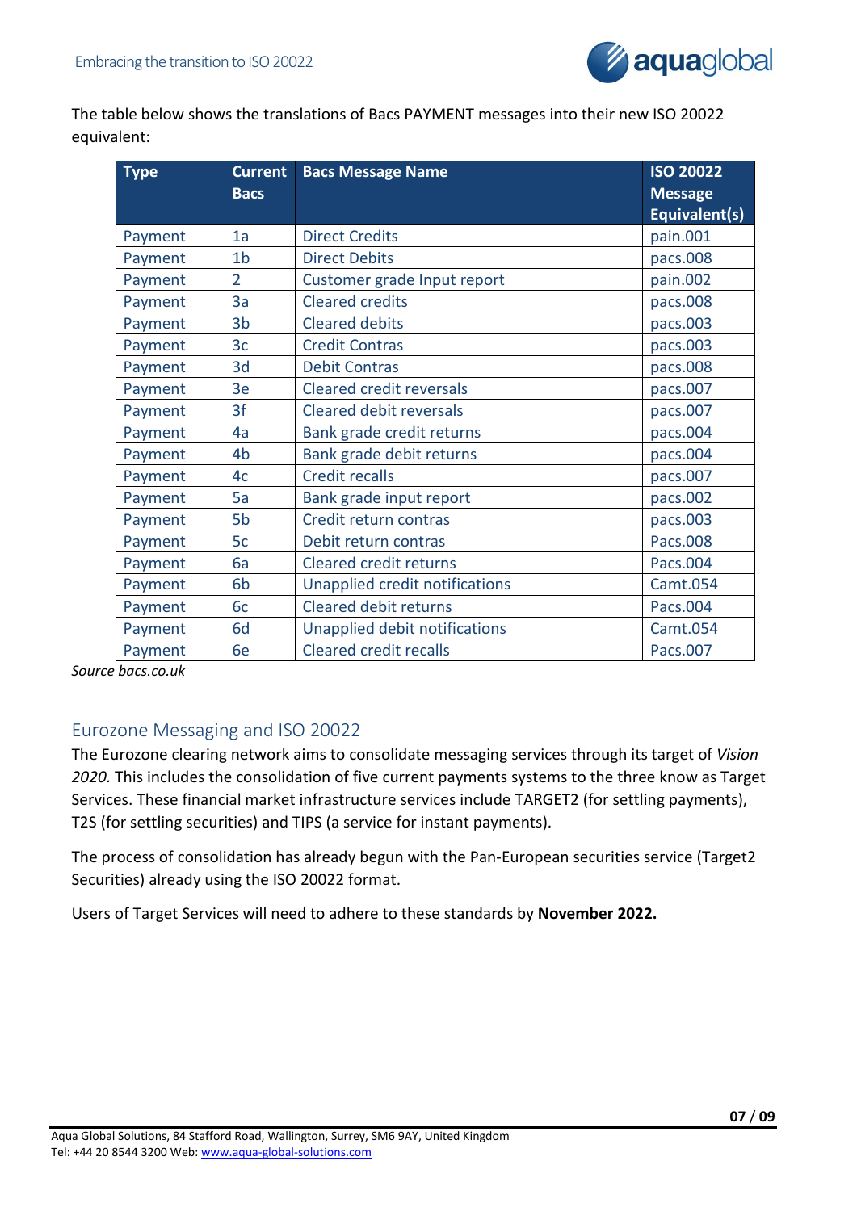The table below shows the translations of Bacs PAYMENT messages into their new ISO 20022 equivalent:

| Type | Current Bacs | Bacs Message Name | ISO 20022 Message Equivalent(s) |
|---|---|---|---|
| Payment | 1a | Direct Credits | pain.001 |
| Payment | 1b | Direct Debits | pacs.008 |
| Payment | 2 | Customer grade Input report | pain.002 |
| Payment | 3a | Cleared credits | pacs.008 |
| Payment | 3b | Cleared debits | pacs.003 |
| Payment | 3c | Credit Contras | pacs.003 |
| Payment | 3d | Debit Contras | pacs.008 |
| Payment | 3e | Cleared credit reversals | pacs.007 |
| Payment | 3f | Cleared debit reversals | pacs.007 |
| Payment | 4a | Bank grade credit returns | pacs.004 |
| Payment | 4b | Bank grade debit returns | pacs.004 |
| Payment | 4c | Credit recalls | pacs.007 |
| Payment | 5a | Bank grade input report | pacs.002 |
| Payment | 5b | Credit return contras | pacs.003 |
| Payment | 5c | Debit return contras | Pacs.008 |
| Payment | 6a | Cleared credit returns | Pacs.004 |
| Payment | 6b | Unapplied credit notifications | Camt.054 |
| Payment | 6c | Cleared debit returns | Pacs.004 |
| Payment | 6d | Unapplied debit notifications | Camt.054 |
| Payment | 6e | Cleared credit recalls | Pacs.007 |

*Source bacs.co.uk*

## Eurozone Messaging and ISO 20022

The Eurozone clearing network aims to consolidate messaging services through its target of *Vision 2020.* This includes the consolidation of five current payments systems to the three know as Target Services. These financial market infrastructure services include TARGET2 (for settling payments), T2S (for settling securities) and TIPS (a service for instant payments).

The process of consolidation has already begun with the Pan-European securities service (Target2 Securities) already using the ISO 20022 format.

Users of Target Services will need to adhere to these standards by **November 2022.**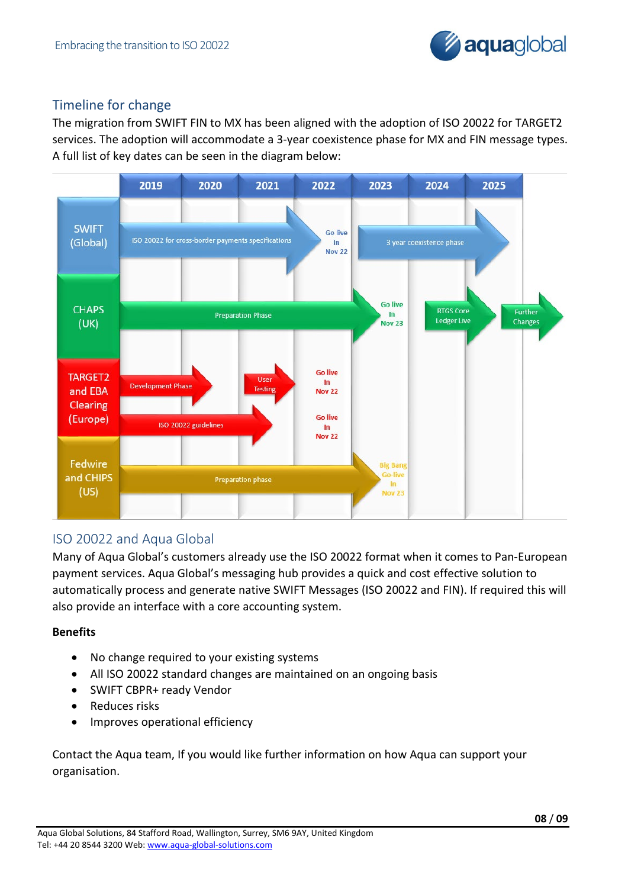## Timeline for change

The migration from SWIFT FIN to MX has been aligned with the adoption of ISO 20022 for TARGET2 services. The adoption will accommodate a 3-year coexistence phase for MX and FIN message types. A full list of key dates can be seen in the diagram below:

| | 2019 | 2020 | 2021 | 2022 | 2023 | 2024 | 2025 |
|---|---|---|---|---|---|---|---|
| SWIFT (Global) | ISO 20022 for cross-border payments specifications | | | Go live In Nov 22 | 3 year coexistence phase | | |
| CHAPS (UK) | Preparation Phase | | | | Go live In Nov 23 | RTGS Core Ledger Live | Further Changes |
| TARGET2 and EBA Clearing (Europe) | Development Phase | | User Testing | Go live In Nov 22 | | | |
| | ISO 20022 guidelines | | | Go live In Nov 22 | | | |
| Fedwire and CHIPS (US) | Preparation phase | | | | Big Bang Go-live In Nov 23 | | |

## ISO 20022 and Aqua Global

Many of Aqua Global's customers already use the ISO 20022 format when it comes to Pan-European payment services. Aqua Global's messaging hub provides a quick and cost effective solution to automatically process and generate native SWIFT Messages (ISO 20022 and FIN). If required this will also provide an interface with a core accounting system.

**Benefits**

- No change required to your existing systems
- All ISO 20022 standard changes are maintained on an ongoing basis
- SWIFT CBPR+ ready Vendor
- Reduces risks
- Improves operational efficiency

Contact the Aqua team, If you would like further information on how Aqua can support your organisation.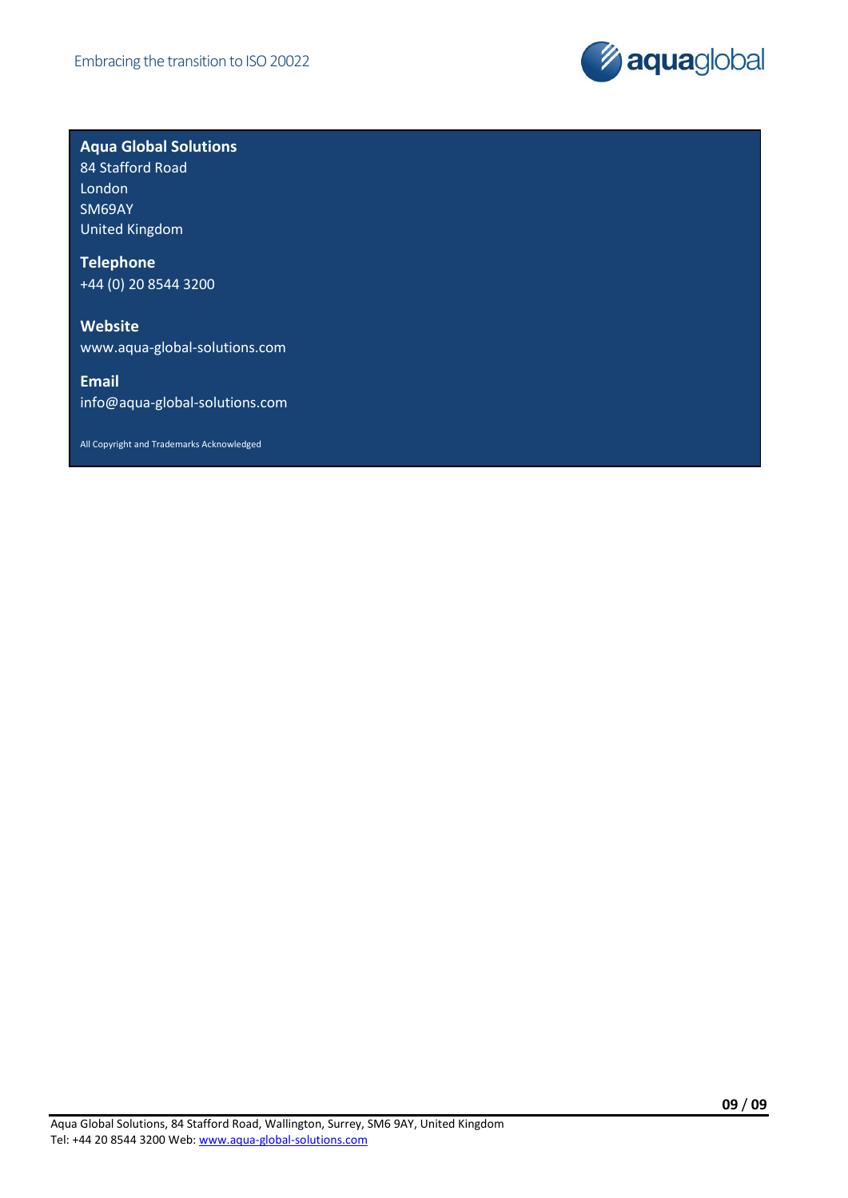**Aqua Global Solutions**
84 Stafford Road
London
SM69AY
United Kingdom

**Telephone**
+44 (0) 20 8544 3200

**Website**
www.aqua-global-solutions.com

**Email**
info@aqua-global-solutions.com

All Copyright and Trademarks Acknowledged